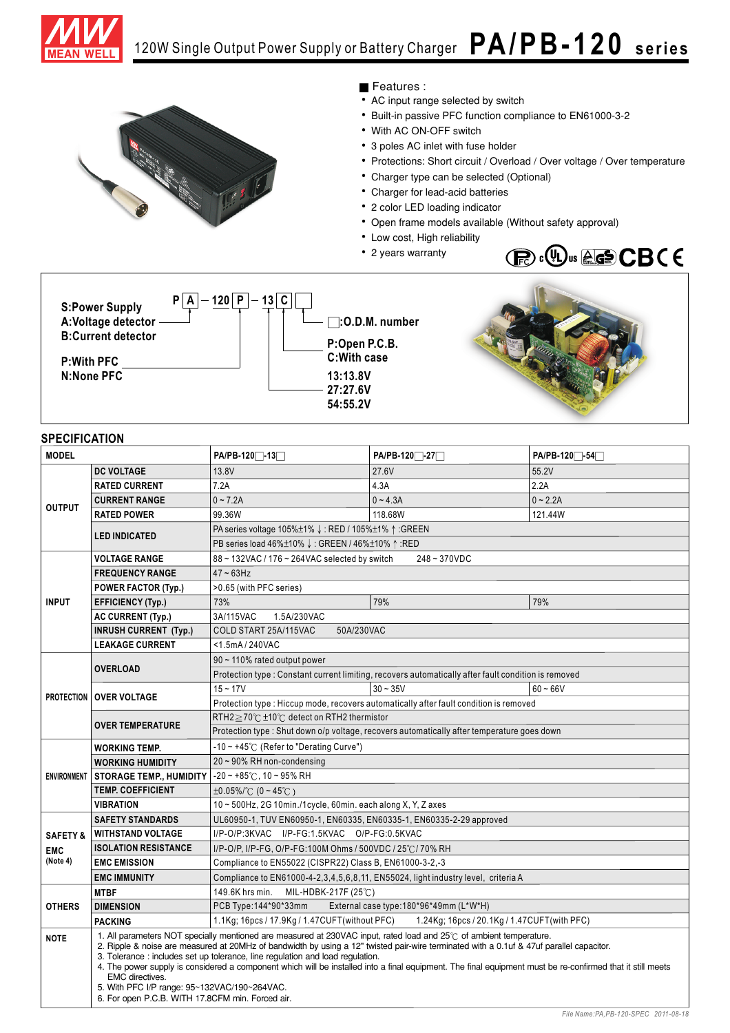# 120W Single Output Power Supply or Battery Charger **PA/PB-120 series**

■ Features :

- AC input range selected by switch
- Built-in passive PFC function compliance to EN61000-3-2
- With AC ON-OFF switch
- 3 poles AC inlet with fuse holder
- Protections: Short circuit / Overload / Over voltage / Over temperature
- Charger type can be selected (Optional)
- Charger for lead-acid batteries
- 2 color LED loading indicator
- Open frame models available (Without safety approval)
- Low cost, High reliability
- 2 years warranty

**P [A] – 120 [P] – 13 [C] [ ]**

- **S:Power Supply**
- **A:Voltage detector**
- **B:Current detector**
- **P:With PFC**
- **N:None PFC**
- **□:O.D.M. number**
- **P:Open P.C.B.**
- **C:With case**
- **13:13.8V**
- **27:27.6V**
- **54:55.2V**

## SPECIFICATION

| MODEL | | PA/PB-120□-13□ | PA/PB-120□-27□ | PA/PB-120□-54□ |
|---|---|---|---|---|
| OUTPUT | DC VOLTAGE | 13.8V | 27.6V | 55.2V |
| | RATED CURRENT | 7.2A | 4.3A | 2.2A |
| | CURRENT RANGE | 0 ~ 7.2A | 0 ~ 4.3A | 0 ~ 2.2A |
| | RATED POWER | 99.36W | 118.68W | 121.44W |
| | LED INDICATED | PA series voltage 105%±1% ↓ : RED / 105%±1% ↑ :GREEN | | |
| | | PB series load 46%±10% ↓ : GREEN / 46%±10% ↑ :RED | | |
| INPUT | VOLTAGE RANGE | 88 ~ 132VAC / 176 ~ 264VAC selected by switch 248 ~ 370VDC | | |
| | FREQUENCY RANGE | 47 ~ 63Hz | | |
| | POWER FACTOR (Typ.) | >0.65 (with PFC series) | | |
| | EFFICIENCY (Typ.) | 73% | 79% | 79% |
| | AC CURRENT (Typ.) | 3A/115VAC 1.5A/230VAC | | |
| | INRUSH CURRENT (Typ.) | COLD START 25A/115VAC 50A/230VAC | | |
| | LEAKAGE CURRENT | <1.5mA / 240VAC | | |
| PROTECTION | OVERLOAD | 90 ~ 110% rated output power | | |
| | | Protection type : Constant current limiting, recovers automatically after fault condition is removed | | |
| | OVER VOLTAGE | 15 ~ 17V | 30 ~ 35V | 60 ~ 66V |
| | | Protection type : Hiccup mode, recovers automatically after fault condition is removed | | |
| | OVER TEMPERATURE | RTH2 ≧ 70℃ ±10℃ detect on RTH2 thermistor | | |
| | | Protection type : Shut down o/p voltage, recovers automatically after temperature goes down | | |
| ENVIRONMENT | WORKING TEMP. | -10 ~ +45℃ (Refer to "Derating Curve") | | |
| | WORKING HUMIDITY | 20 ~ 90% RH non-condensing | | |
| | STORAGE TEMP., HUMIDITY | -20 ~ +85℃, 10 ~ 95% RH | | |
| | TEMP. COEFFICIENT | ±0.05%/℃ (0 ~ 45℃) | | |
| | VIBRATION | 10 ~ 500Hz, 2G 10min./1cycle, 60min. each along X, Y, Z axes | | |
| SAFETY & EMC (Note 4) | SAFETY STANDARDS | UL60950-1, TUV EN60950-1, EN60335, EN60335-1, EN60335-2-29 approved | | |
| | WITHSTAND VOLTAGE | I/P-O/P:3KVAC I/P-FG:1.5KVAC O/P-FG:0.5KVAC | | |
| | ISOLATION RESISTANCE | I/P-O/P, I/P-FG, O/P-FG:100M Ohms / 500VDC / 25℃/ 70% RH | | |
| | EMC EMISSION | Compliance to EN55022 (CISPR22) Class B, EN61000-3-2,-3 | | |
| | EMC IMMUNITY | Compliance to EN61000-4-2,3,4,5,6,8,11, EN55024, light industry level, criteria A | | |
| OTHERS | MTBF | 149.6K hrs min. MIL-HDBK-217F (25℃) | | |
| | DIMENSION | PCB Type:144*90*33mm External case type:180*96*49mm (L*W*H) | | |
| | PACKING | 1.1Kg; 16pcs / 17.9Kg / 1.47CUFT(without PFC) 1.24Kg; 16pcs / 20.1Kg / 1.47CUFT(with PFC) | | |
| NOTE | 1. All parameters NOT specially mentioned are measured at 230VAC input, rated load and 25℃ of ambient temperature.<br>2. Ripple & noise are measured at 20MHz of bandwidth by using a 12" twisted pair-wire terminated with a 0.1uf & 47uf parallel capacitor.<br>3. Tolerance : includes set up tolerance, line regulation and load regulation.<br>4. The power supply is considered a component which will be installed into a final equipment. The final equipment must be re-confirmed that it still meets EMC directives.<br>5. With PFC I/P range: 95~132VAC/190~264VAC.<br>6. For open P.C.B. WITH 17.8CFM min. Forced air. | | | |

File Name:PA,PB-120-SPEC 2011-08-18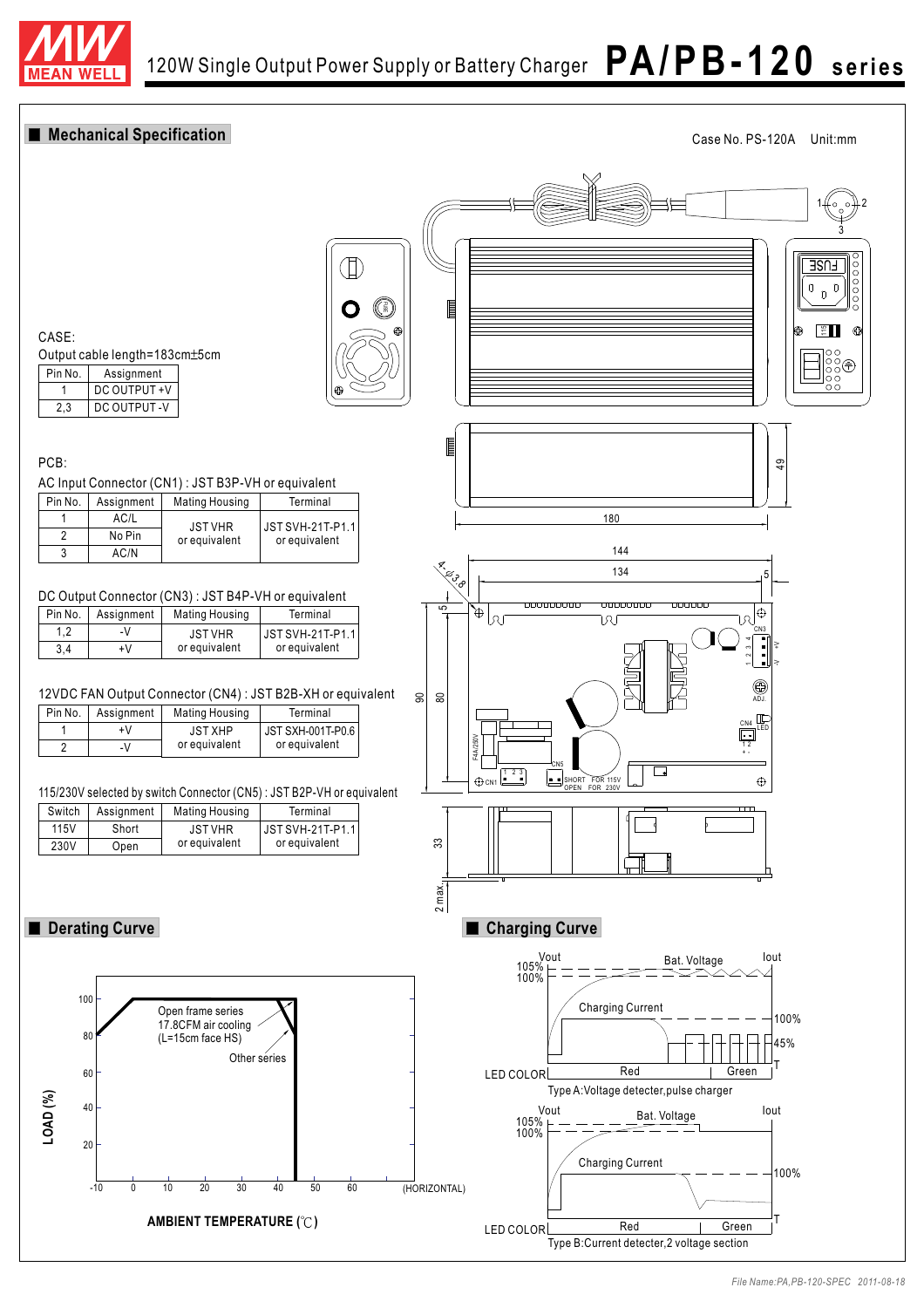# Mechanical Specification

Case No. PS-120A Unit:mm

CASE:

Output cable length=183cm±5cm

| Pin No. | Assignment |
|---|---|
| 1 | DC OUTPUT +V |
| 2,3 | DC OUTPUT -V |

PCB:

AC Input Connector (CN1) : JST B3P-VH or equivalent

| Pin No. | Assignment | Mating Housing | Terminal |
|---|---|---|---|
| 1 | AC/L | JST VHR or equivalent | JST SVH-21T-P1.1 or equivalent |
| 2 | No Pin | | |
| 3 | AC/N | | |

DC Output Connector (CN3) : JST B4P-VH or equivalent

| Pin No. | Assignment | Mating Housing | Terminal |
|---|---|---|---|
| 1,2 | -V | JST VHR or equivalent | JST SVH-21T-P1.1 or equivalent |
| 3,4 | +V | | |

12VDC FAN Output Connector (CN4) : JST B2B-XH or equivalent

| Pin No. | Assignment | Mating Housing | Terminal |
|---|---|---|---|
| 1 | +V | JST XHP or equivalent | JST SXH-001T-P0.6 or equivalent |
| 2 | -V | | |

115/230V selected by switch Connector (CN5) : JST B2P-VH or equivalent

| Switch | Assignment | Mating Housing | Terminal |
|---|---|---|---|
| 115V | Short | JST VHR or equivalent | JST SVH-21T-P1.1 or equivalent |
| 230V | Open | | |

180

49

144

134

5

4-φ3.8

90

80

5

33

2 max.

CN1 CN3 CN4 CN5 ADJ. LED

SHORT FOR 115V
OPEN FOR 230V

FUSE

# Derating Curve

LOAD (%)

100
80
60
40
20

-10 0 10 20 30 40 50 60 (HORIZONTAL)

AMBIENT TEMPERATURE (℃)

Open frame series
17.8CFM air cooling
(L=15cm face HS)

Other series

# Charging Curve

Vout
105%
100%
Bat. Voltage
Iout
Charging Current
100%
45%
T
LED COLOR Red Green

Type A:Voltage detecter,pulse charger

Vout
105%
100%
Bat. Voltage
Iout
Charging Current
100%
T
LED COLOR Red Green

Type B:Current detecter,2 voltage section

File Name:PA,PB-120-SPEC 2011-08-18